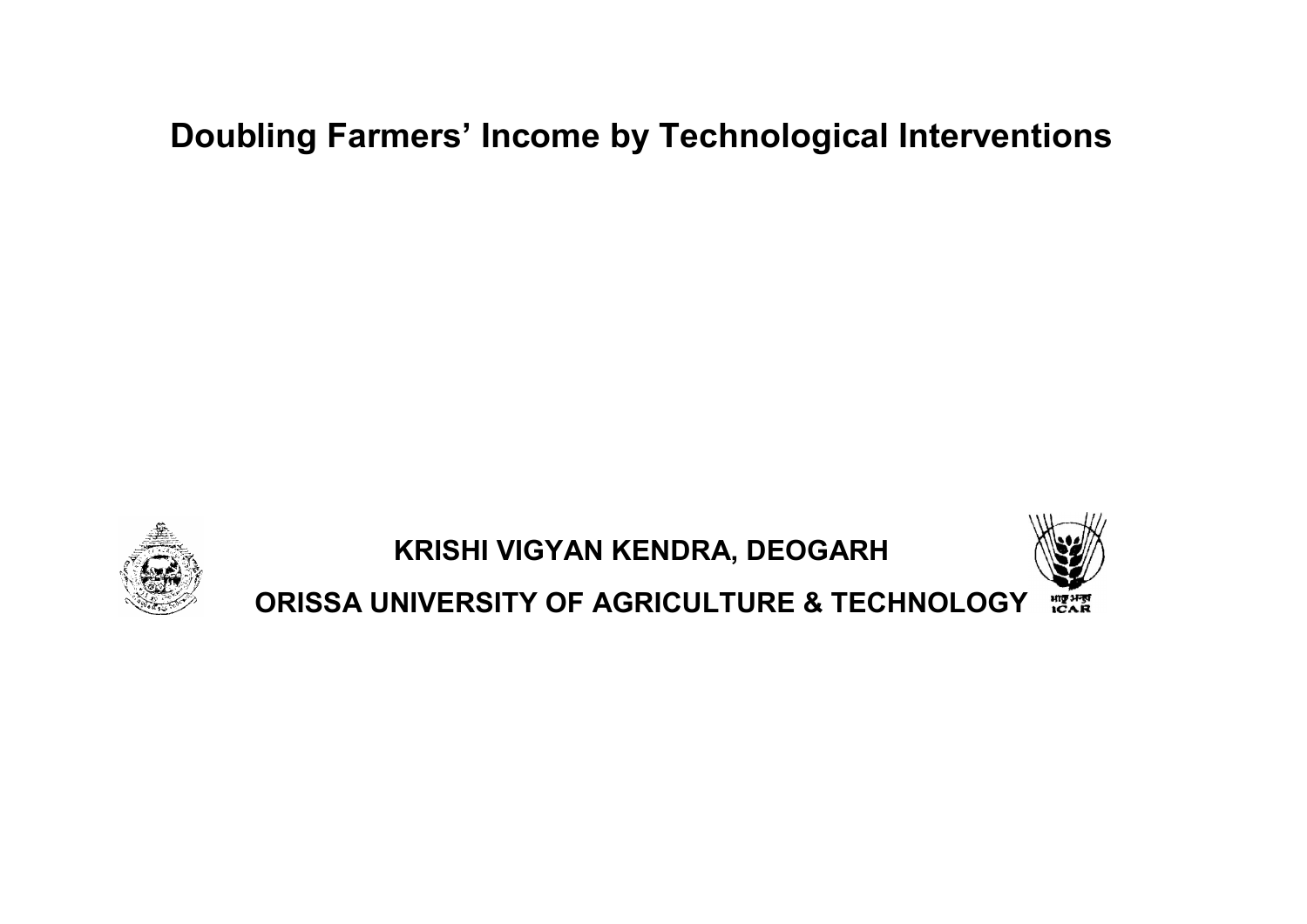# Doubling Farmers' Income by Technological Interventions

**KRISHI VIGYAN KENDRA, DEOGARH**

**ORISSA UNIVERSITY OF AGRICULTURE & TECHNOLOGY**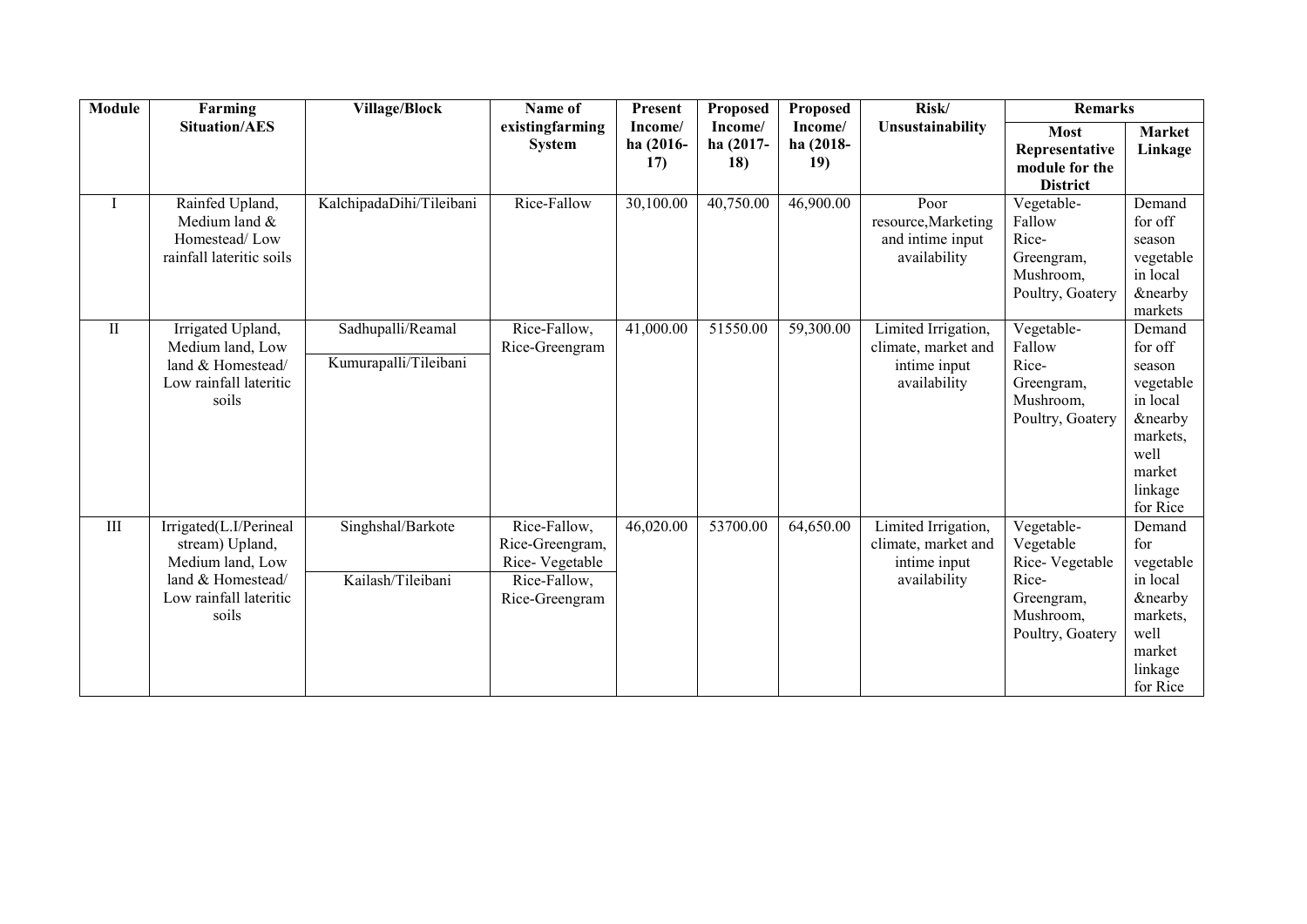| Module | Farming Situation/AES | Village/Block | Name of existingfarming System | Present Income/ ha (2016-17) | Proposed Income/ ha (2017-18) | Proposed Income/ ha (2018-19) | Risk/ Unsustainability | Remarks | |
|---|---|---|---|---|---|---|---|---|---|
| | | | | | | | | Most Representative module for the District | Market Linkage |
| I | Rainfed Upland, Medium land & Homestead/ Low rainfall lateritic soils | KalchipadaDihi/Tileibani | Rice-Fallow | 30,100.00 | 40,750.00 | 46,900.00 | Poor resource,Marketing and intime input availability | Vegetable-Fallow Rice-Greengram, Mushroom, Poultry, Goatery | Demand for off season vegetable in local &nearby markets |
| II | Irrigated Upland, Medium land, Low land & Homestead/ Low rainfall lateritic soils | Sadhupalli/Reamal<br>Kumurapalli/Tileibani | Rice-Fallow, Rice-Greengram | 41,000.00 | 51550.00 | 59,300.00 | Limited Irrigation, climate, market and intime input availability | Vegetable-Fallow Rice-Greengram, Mushroom, Poultry, Goatery | Demand for off season vegetable in local &nearby markets, well market linkage for Rice |
| III | Irrigated(L.I/Perineal stream) Upland, Medium land, Low land & Homestead/ Low rainfall lateritic soils | Singhshal/Barkote<br>Kailash/Tileibani | Rice-Fallow, Rice-Greengram, Rice- Vegetable<br>Rice-Fallow, Rice-Greengram | 46,020.00 | 53700.00 | 64,650.00 | Limited Irrigation, climate, market and intime input availability | Vegetable-Vegetable Rice- Vegetable Rice-Greengram, Mushroom, Poultry, Goatery | Demand for vegetable in local &nearby markets, well market linkage for Rice |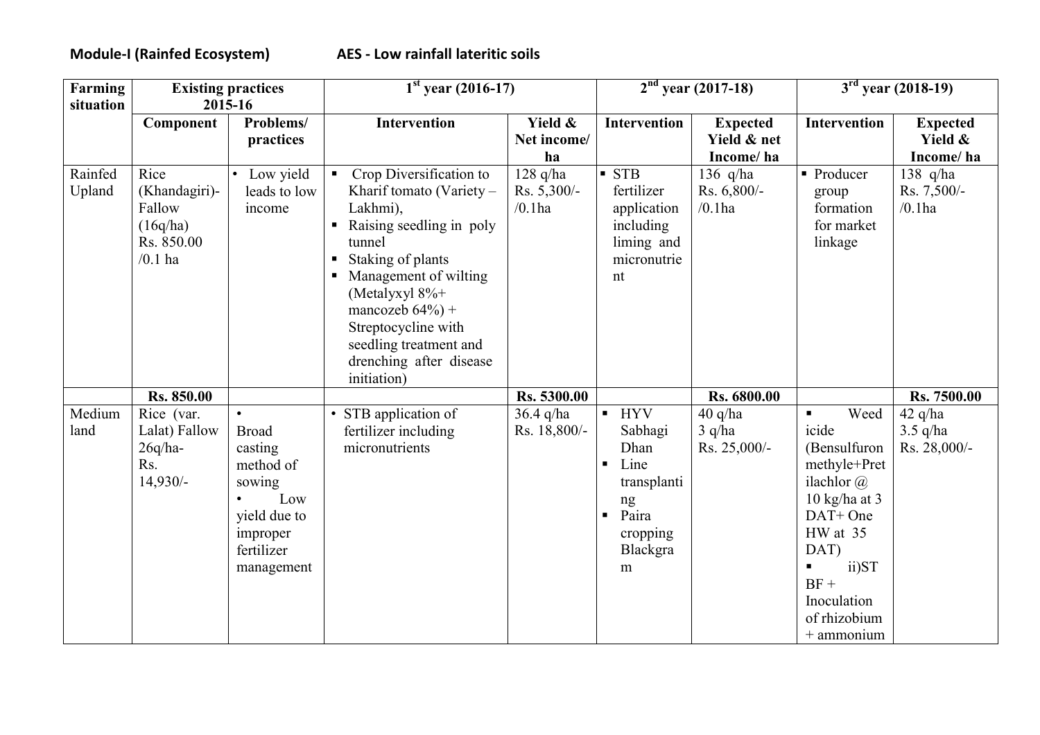**Module-I (Rainfed Ecosystem)** **AES - Low rainfall lateritic soils**

| Farming situation | Existing practices 2015-16 | | 1st year (2016-17) | | 2nd year (2017-18) | | 3rd year (2018-19) | |
|---|---|---|---|---|---|---|---|---|
| | Component | Problems/ practices | Intervention | Yield & Net income/ ha | Intervention | Expected Yield & net Income/ ha | Intervention | Expected Yield & Income/ ha |
| Rainfed Upland | Rice (Khandagiri)-Fallow (16q/ha) Rs. 850.00 /0.1 ha | • Low yield leads to low income | ▪ Crop Diversification to Kharif tomato (Variety – Lakhmi), ▪ Raising seedling in poly tunnel ▪ Staking of plants ▪ Management of wilting (Metalyxyl 8%+ mancozeb 64%) + Streptocycline with seedling treatment and drenching after disease initiation) | 128 q/ha Rs. 5,300/- /0.1ha | ▪ STB fertilizer application including liming and micronutrient | 136 q/ha Rs. 6,800/- /0.1ha | ▪ Producer group formation for market linkage | 138 q/ha Rs. 7,500/- /0.1ha |
| | **Rs. 850.00** | | | **Rs. 5300.00** | | **Rs. 6800.00** | | **Rs. 7500.00** |
| Medium land | Rice (var. Lalat) Fallow 26q/ha- Rs. 14,930/- | • Broad casting method of sowing • Low yield due to improper fertilizer management | • STB application of fertilizer including micronutrients | 36.4 q/ha Rs. 18,800/- | ▪ HYV Sabhagi Dhan ▪ Line transplanting ▪ Paira cropping Blackgram | 40 q/ha 3 q/ha Rs. 25,000/- | ▪ Weedicide (Bensulfuron methyle+Pretilachlor @ 10 kg/ha at 3 DAT+ One HW at 35 DAT) ▪ ii)STBF + Inoculation of rhizobium + ammonium | 42 q/ha 3.5 q/ha Rs. 28,000/- |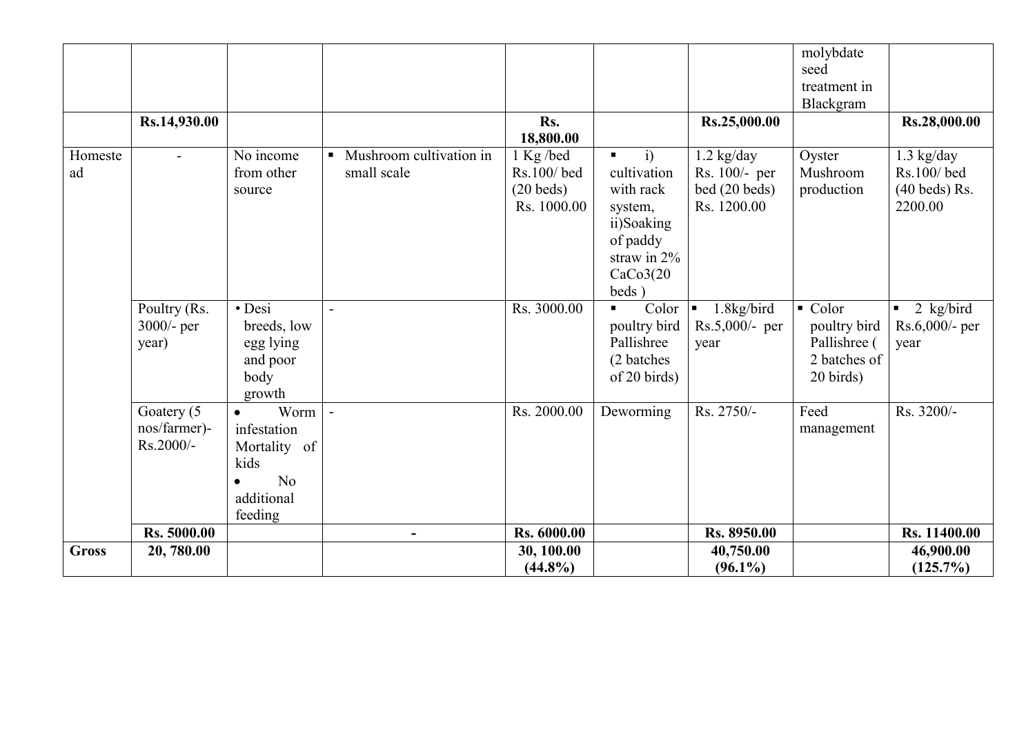|  |  |  |  |  |  |  | molybdate seed treatment in Blackgram |  |
|---|---|---|---|---|---|---|---|---|
|  | **Rs.14,930.00** |  |  | **Rs. 18,800.00** |  | **Rs.25,000.00** |  | **Rs.28,000.00** |
| Homestead | - | No income from other source | ▪ Mushroom cultivation in small scale | 1 Kg /bed Rs.100/ bed (20 beds) Rs. 1000.00 | ▪ i) cultivation with rack system, ii)Soaking of paddy straw in 2% $CaCo_3$(20 beds ) | 1.2 kg/day Rs. 100/- per bed (20 beds) Rs. 1200.00 | Oyster Mushroom production | 1.3 kg/day Rs.100/ bed (40 beds) Rs. 2200.00 |
|  | Poultry (Rs. 3000/- per year) | • Desi breeds, low egg lying and poor body growth | - | Rs. 3000.00 | ▪ Color poultry bird Pallishree (2 batches of 20 birds) | ▪ 1.8kg/bird Rs.5,000/- per year | ▪ Color poultry bird Pallishree ( 2 batches of 20 birds) | ▪ 2 kg/bird Rs.6,000/- per year |
|  | Goatery (5 nos/farmer)- Rs.2000/- | • Worm infestation Mortality of kids • No additional feeding | - | Rs. 2000.00 | Deworming | Rs. 2750/- | Feed management | Rs. 3200/- |
|  | **Rs. 5000.00** |  | **-** | **Rs. 6000.00** |  | **Rs. 8950.00** |  | **Rs. 11400.00** |
| **Gross** | **20, 780.00** |  |  | **30, 100.00 (44.8%)** |  | **40,750.00 (96.1%)** |  | **46,900.00 (125.7%)** |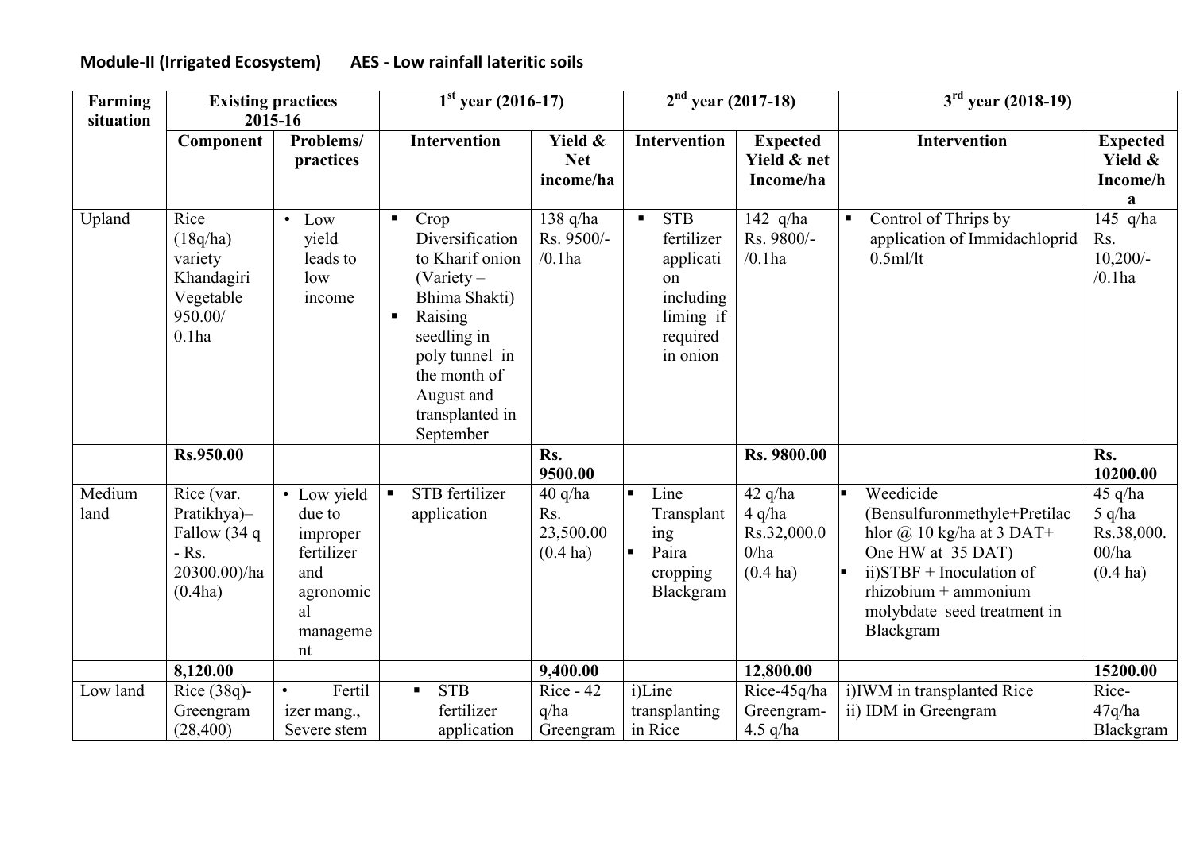**Module-II (Irrigated Ecosystem) AES - Low rainfall lateritic soils**

| Farming situation | Existing practices 2015-16 | | 1st year (2016-17) | | 2nd year (2017-18) | | 3rd year (2018-19) | |
|---|---|---|---|---|---|---|---|---|
| | Component | Problems/ practices | Intervention | Yield & Net income/ha | Intervention | Expected Yield & net Income/ha | Intervention | Expected Yield & Income/ha |
| Upland | Rice (18q/ha) variety Khandagiri Vegetable 950.00/ 0.1ha | • Low yield leads to low income | ▪ Crop Diversification to Kharif onion (Variety – Bhima Shakti) ▪ Raising seedling in poly tunnel in the month of August and transplanted in September | 138 q/ha Rs. 9500/- /0.1ha | ▪ STB fertilizer application including liming if required in onion | 142 q/ha Rs. 9800/- /0.1ha | ▪ Control of Thrips by application of Immidachloprid 0.5ml/lt | 145 q/ha Rs. 10,200/- /0.1ha |
| | **Rs.950.00** | | | **Rs. 9500.00** | | **Rs. 9800.00** | | **Rs. 10200.00** |
| Medium land | Rice (var. Pratikhya)– Fallow (34 q - Rs. 20300.00)/ha (0.4ha) | • Low yield due to improper fertilizer and agronomical management | ▪ STB fertilizer application | 40 q/ha Rs. 23,500.00 (0.4 ha) | ▪ Line Transplanting ▪ Paira cropping Blackgram | 42 q/ha 4 q/ha Rs.32,000.00/ha (0.4 ha) | ▪ Weedicide (Bensulfuronmethyle+Pretilachlor @ 10 kg/ha at 3 DAT+ One HW at 35 DAT) ▪ ii)STBF + Inoculation of rhizobium + ammonium molybdate seed treatment in Blackgram | 45 q/ha 5 q/ha Rs.38,000.00/ha (0.4 ha) |
| | **8,120.00** | | | **9,400.00** | | **12,800.00** | | **15200.00** |
| Low land | Rice (38q)- Greengram (28,400) | • Fertilizer mang., Severe stem | ▪ STB fertilizer application | Rice - 42 q/ha Greengram | i)Line transplanting in Rice | Rice-45q/ha Greengram- 4.5 q/ha | i)IWM in transplanted Rice ii) IDM in Greengram | Rice- 47q/ha Blackgram |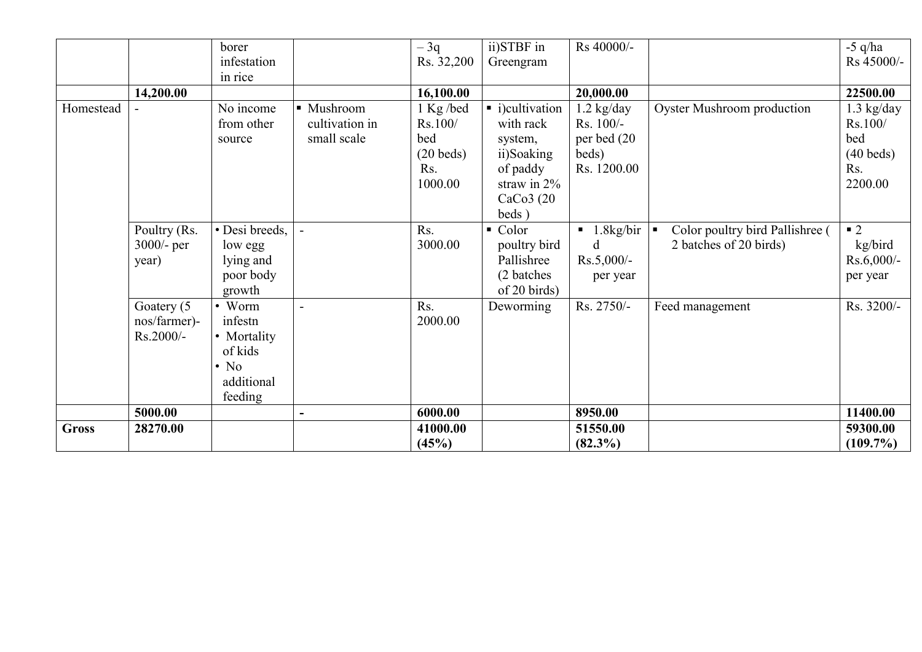|  |  | borer infestation in rice |  | – 3q Rs. 32,200 | ii)STBF in Greengram | Rs 40000/- |  | -5 q/ha Rs 45000/- |
|---|---|---|---|---|---|---|---|---|
|  | **14,200.00** |  |  | **16,100.00** |  | **20,000.00** |  | **22500.00** |
| Homestead | - | No income from other source | ▪ Mushroom cultivation in small scale | 1 Kg /bed Rs.100/ bed (20 beds) Rs. 1000.00 | ▪ i)cultivation with rack system, ii)Soaking of paddy straw in 2% $CaCo_3$ (20 beds ) | 1.2 kg/day Rs. 100/- per bed (20 beds) Rs. 1200.00 | Oyster Mushroom production | 1.3 kg/day Rs.100/ bed (40 beds) Rs. 2200.00 |
|  | Poultry (Rs. 3000/- per year) | • Desi breeds, low egg lying and poor body growth | - | Rs. 3000.00 | ▪ Color poultry bird Pallishree (2 batches of 20 birds) | ▪ 1.8kg/bird Rs.5,000/- per year | ▪ Color poultry bird Pallishree ( 2 batches of 20 birds) | ▪ 2 kg/bird Rs.6,000/- per year |
|  | Goatery (5 nos/farmer)- Rs.2000/- | • Worm infestn • Mortality of kids • No additional feeding | - | Rs. 2000.00 | Deworming | Rs. 2750/- | Feed management | Rs. 3200/- |
|  | **5000.00** |  | **-** | **6000.00** |  | **8950.00** |  | **11400.00** |
| **Gross** | **28270.00** |  |  | **41000.00 (45%)** |  | **51550.00 (82.3%)** |  | **59300.00 (109.7%)** |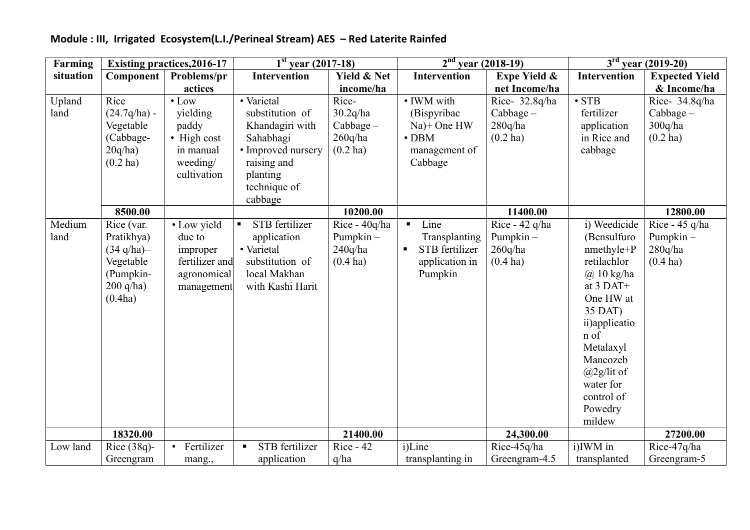**Module : III,  Irrigated  Ecosystem(L.I./Perineal Stream) AES  – Red Laterite Rainfed**

| Farming situation | Existing practices,2016-17 | | 1st year (2017-18) | | 2nd year (2018-19) | | 3rd year (2019-20) | |
|---|---|---|---|---|---|---|---|---|
| | Component | Problems/practices | Intervention | Yield & Net income/ha | Intervention | Expe Yield & net Income/ha | Intervention | Expected Yield & Income/ha |
| Upland land | Rice (24.7q/ha) - Vegetable (Cabbage- 20q/ha) (0.2 ha) | • Low yielding paddy • High cost in manual weeding/ cultivation | • Varietal substitution of Khandagiri with Sahabhagi • Improved nursery raising and planting technique of cabbage | Rice- 30.2q/ha Cabbage – 260q/ha (0.2 ha) | • IWM with (Bispyribac Na)+ One HW • DBM management of Cabbage | Rice- 32.8q/ha Cabbage – 280q/ha (0.2 ha) | • STB fertilizer application in Rice and cabbage | Rice- 34.8q/ha Cabbage – 300q/ha (0.2 ha) |
| | **8500.00** | | | **10200.00** | | **11400.00** | | **12800.00** |
| Medium land | Rice (var. Pratikhya) (34 q/ha)– Vegetable (Pumpkin- 200 q/ha) (0.4ha) | • Low yield due to improper fertilizer and agronomical management | ▪ STB fertilizer application • Varietal substitution of local Makhan with Kashi Harit | Rice - 40q/ha Pumpkin – 240q/ha (0.4 ha) | ▪ Line Transplanting ▪ STB fertilizer application in Pumpkin | Rice - 42 q/ha Pumpkin – 260q/ha (0.4 ha) | i) Weedicide (Bensulfuronmethyle+Pretilachlor @ 10 kg/ha at 3 DAT+ One HW at 35 DAT) ii)application of Metalaxyl Mancozeb @2g/lit of water for control of Powedry mildew | Rice - 45 q/ha Pumpkin – 280q/ha (0.4 ha) |
| | **18320.00** | | | **21400.00** | | **24,300.00** | | **27200.00** |
| Low land | Rice (38q)- Greengram | • Fertilizer mang., | ▪ STB fertilizer application | Rice - 42 q/ha | i)Line transplanting in | Rice-45q/ha Greengram-4.5 | i)IWM in transplanted | Rice-47q/ha Greengram-5 |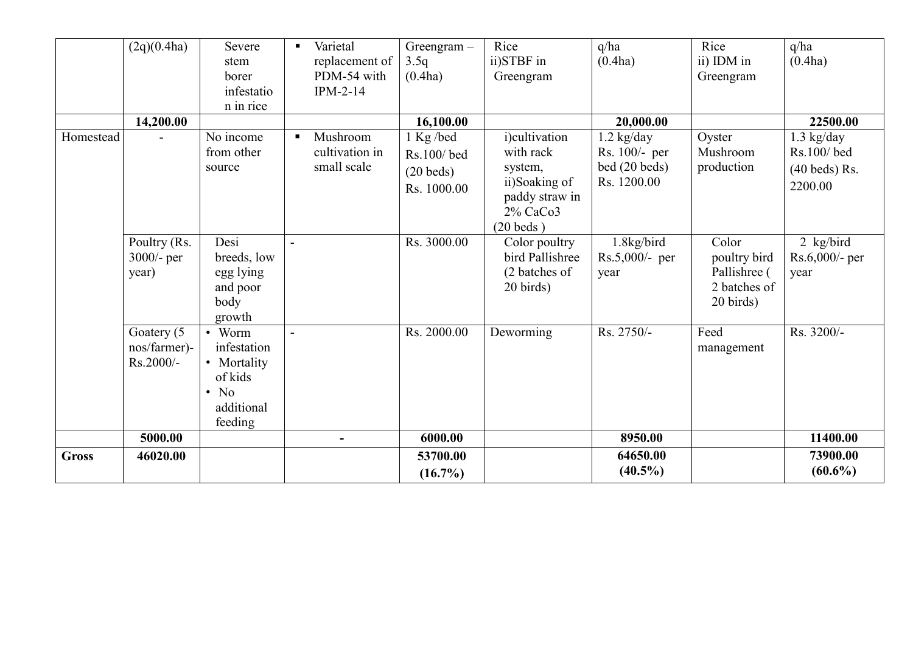| | | | | | | | | |
|---|---|---|---|---|---|---|---|---|
| | (2q)(0.4ha) | Severe stem borer infestation in rice | ▪ Varietal replacement of PDM-54 with IPM-2-14 | Greengram – 3.5q (0.4ha) | Rice ii)STBF in Greengram | q/ha (0.4ha) | Rice ii) IDM in Greengram | q/ha (0.4ha) |
| | **14,200.00** | | | **16,100.00** | | **20,000.00** | | **22500.00** |
| Homestead | - | No income from other source | ▪ Mushroom cultivation in small scale | 1 Kg /bed Rs.100/ bed (20 beds) Rs. 1000.00 | i)cultivation with rack system, ii)Soaking of paddy straw in 2% $CaCo_3$ (20 beds ) | 1.2 kg/day Rs. 100/- per bed (20 beds) Rs. 1200.00 | Oyster Mushroom production | 1.3 kg/day Rs.100/ bed (40 beds) Rs. 2200.00 |
| | Poultry (Rs. 3000/- per year) | Desi breeds, low egg lying and poor body growth | - | Rs. 3000.00 | Color poultry bird Pallishree (2 batches of 20 birds) | 1.8kg/bird Rs.5,000/- per year | Color poultry bird Pallishree ( 2 batches of 20 birds) | 2 kg/bird Rs.6,000/- per year |
| | Goatery (5 nos/farmer)- Rs.2000/- | • Worm infestation • Mortality of kids • No additional feeding | - | Rs. 2000.00 | Deworming | Rs. 2750/- | Feed management | Rs. 3200/- |
| | **5000.00** | | **-** | **6000.00** | | **8950.00** | | **11400.00** |
| **Gross** | **46020.00** | | | **53700.00 (16.7%)** | | **64650.00 (40.5%)** | | **73900.00 (60.6%)** |